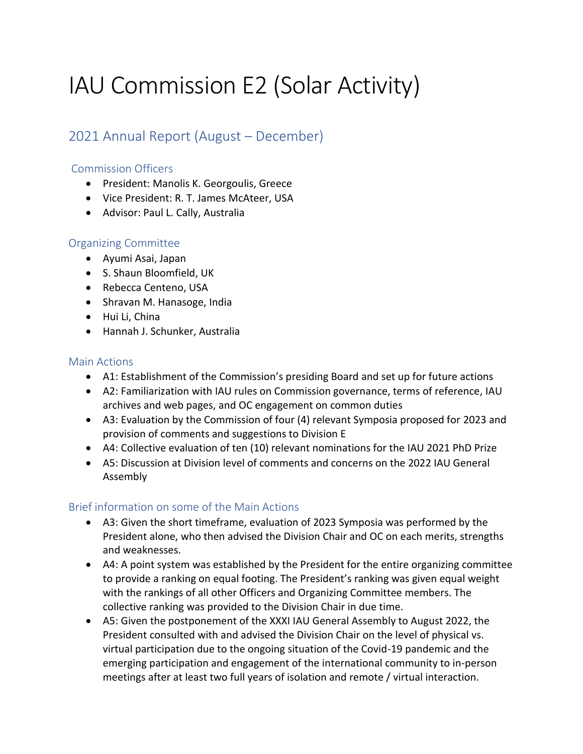# IAU Commission E2 (Solar Activity)

## 2021 Annual Report (August – December)

### Commission Officers

- President: Manolis K. Georgoulis, Greece
- Vice President: R. T. James McAteer, USA
- Advisor: Paul L. Cally, Australia

### Organizing Committee

- Ayumi Asai, Japan
- S. Shaun Bloomfield, UK
- Rebecca Centeno, USA
- Shravan M. Hanasoge, India
- Hui Li, China
- Hannah J. Schunker, Australia

### Main Actions

- A1: Establishment of the Commission's presiding Board and set up for future actions
- A2: Familiarization with IAU rules on Commission governance, terms of reference, IAU archives and web pages, and OC engagement on common duties
- A3: Evaluation by the Commission of four (4) relevant Symposia proposed for 2023 and provision of comments and suggestions to Division E
- A4: Collective evaluation of ten (10) relevant nominations for the IAU 2021 PhD Prize
- A5: Discussion at Division level of comments and concerns on the 2022 IAU General Assembly

### Brief information on some of the Main Actions

- A3: Given the short timeframe, evaluation of 2023 Symposia was performed by the President alone, who then advised the Division Chair and OC on each merits, strengths and weaknesses.
- A4: A point system was established by the President for the entire organizing committee to provide a ranking on equal footing. The President's ranking was given equal weight with the rankings of all other Officers and Organizing Committee members. The collective ranking was provided to the Division Chair in due time.
- A5: Given the postponement of the XXXI IAU General Assembly to August 2022, the President consulted with and advised the Division Chair on the level of physical vs. virtual participation due to the ongoing situation of the Covid-19 pandemic and the emerging participation and engagement of the international community to in-person meetings after at least two full years of isolation and remote / virtual interaction.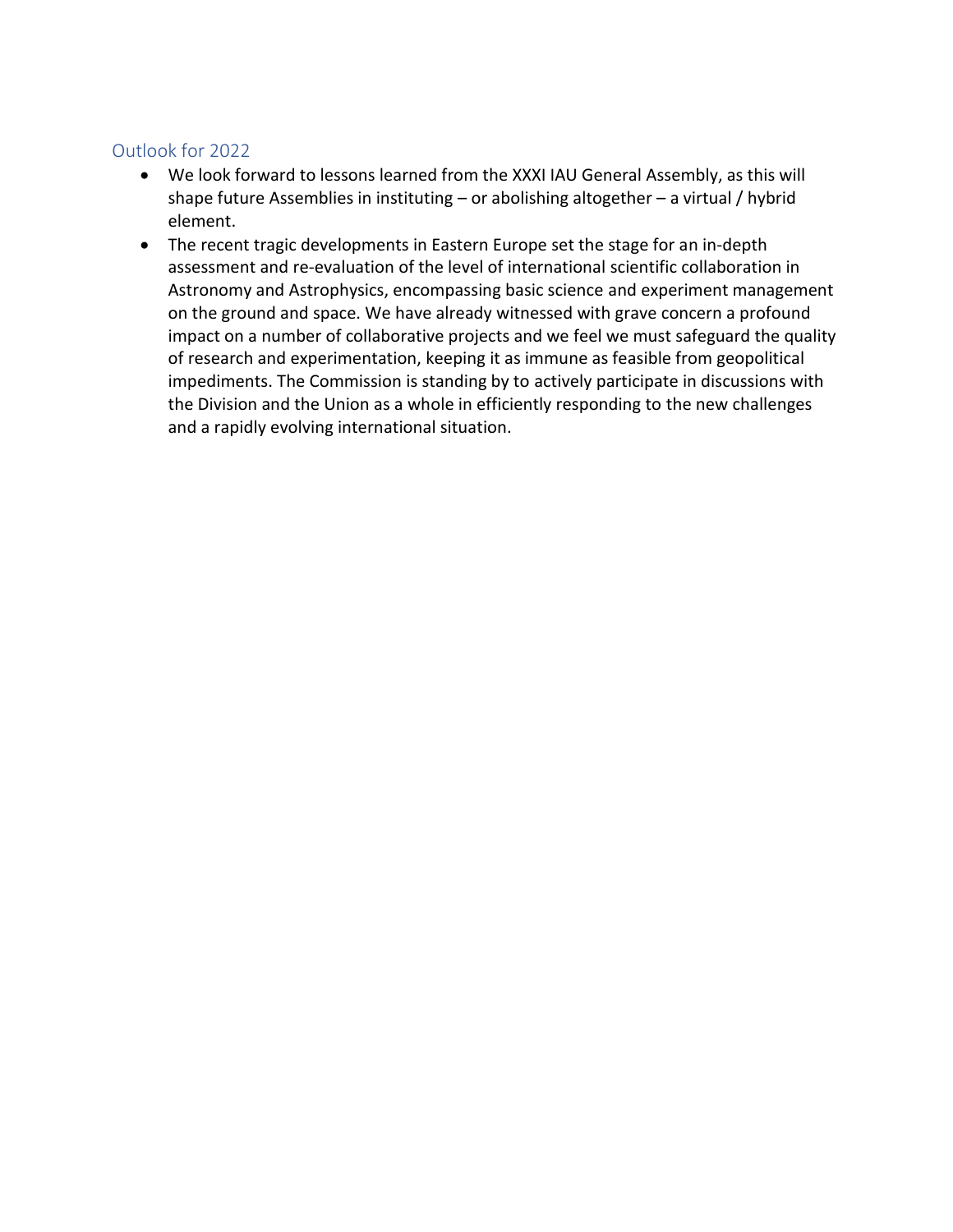## Outlook for 2022

- We look forward to lessons learned from the XXXI IAU General Assembly, as this will shape future Assemblies in instituting – or abolishing altogether – a virtual / hybrid element.
- The recent tragic developments in Eastern Europe set the stage for an in-depth assessment and re-evaluation of the level of international scientific collaboration in Astronomy and Astrophysics, encompassing basic science and experiment management on the ground and space. We have already witnessed with grave concern a profound impact on a number of collaborative projects and we feel we must safeguard the quality of research and experimentation, keeping it as immune as feasible from geopolitical impediments. The Commission is standing by to actively participate in discussions with the Division and the Union as a whole in efficiently responding to the new challenges and a rapidly evolving international situation.